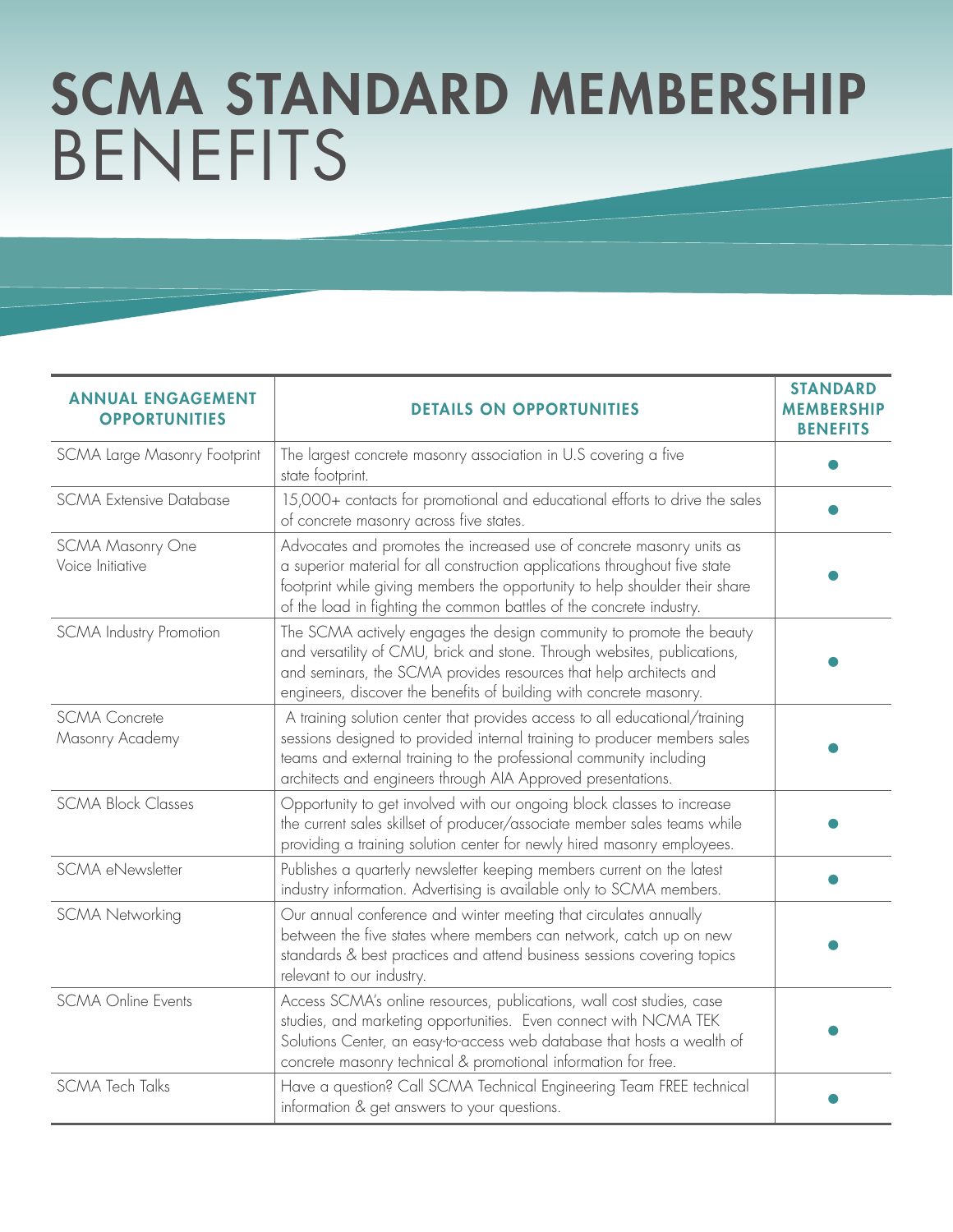# SCMA STANDARD MEMBERSHIP BENEFITS

| ANNUAL ENGAGEMENT OPPORTUNITIES | DETAILS ON OPPORTUNITIES | STANDARD MEMBERSHIP BENEFITS |
|---|---|---|
| SCMA Large Masonry Footprint | The largest concrete masonry association in U.S covering a five state footprint. | ● |
| SCMA Extensive Database | 15,000+ contacts for promotional and educational efforts to drive the sales of concrete masonry across five states. | ● |
| SCMA Masonry One Voice Initiative | Advocates and promotes the increased use of concrete masonry units as a superior material for all construction applications throughout five state footprint while giving members the opportunity to help shoulder their share of the load in fighting the common battles of the concrete industry. | ● |
| SCMA Industry Promotion | The SCMA actively engages the design community to promote the beauty and versatility of CMU, brick and stone. Through websites, publications, and seminars, the SCMA provides resources that help architects and engineers, discover the benefits of building with concrete masonry. | ● |
| SCMA Concrete Masonry Academy | A training solution center that provides access to all educational/training sessions designed to provided internal training to producer members sales teams and external training to the professional community including architects and engineers through AIA Approved presentations. | ● |
| SCMA Block Classes | Opportunity to get involved with our ongoing block classes to increase the current sales skillset of producer/associate member sales teams while providing a training solution center for newly hired masonry employees. | ● |
| SCMA eNewsletter | Publishes a quarterly newsletter keeping members current on the latest industry information. Advertising is available only to SCMA members. | ● |
| SCMA Networking | Our annual conference and winter meeting that circulates annually between the five states where members can network, catch up on new standards & best practices and attend business sessions covering topics relevant to our industry. | ● |
| SCMA Online Events | Access SCMA's online resources, publications, wall cost studies, case studies, and marketing opportunities. Even connect with NCMA TEK Solutions Center, an easy-to-access web database that hosts a wealth of concrete masonry technical & promotional information for free. | ● |
| SCMA Tech Talks | Have a question? Call SCMA Technical Engineering Team FREE technical information & get answers to your questions. | ● |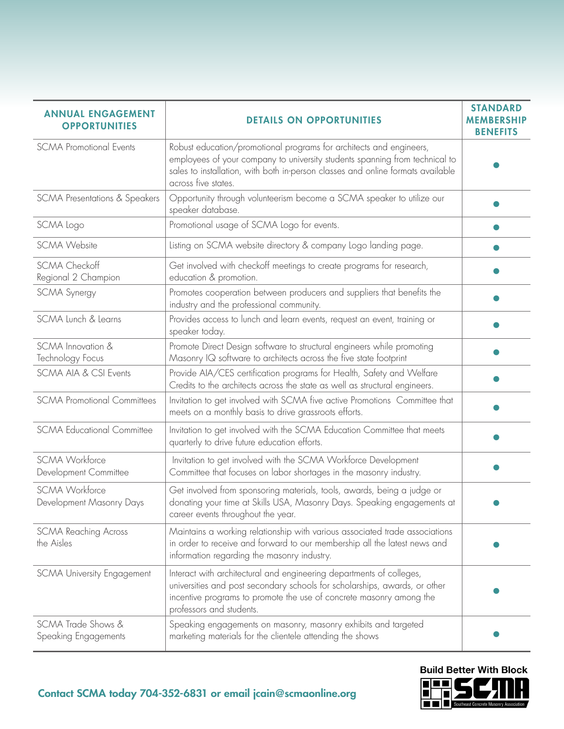| ANNUAL ENGAGEMENT OPPORTUNITIES | DETAILS ON OPPORTUNITIES | STANDARD MEMBERSHIP BENEFITS |
| --- | --- | --- |
| SCMA Promotional Events | Robust education/promotional programs for architects and engineers, employees of your company to university students spanning from technical to sales to installation, with both in-person classes and online formats available across five states. | ● |
| SCMA Presentations & Speakers | Opportunity through volunteerism become a SCMA speaker to utilize our speaker database. | ● |
| SCMA Logo | Promotional usage of SCMA Logo for events. | ● |
| SCMA Website | Listing on SCMA website directory & company Logo landing page. | ● |
| SCMA Checkoff Regional 2 Champion | Get involved with checkoff meetings to create programs for research, education & promotion. | ● |
| SCMA Synergy | Promotes cooperation between producers and suppliers that benefits the industry and the professional community. | ● |
| SCMA Lunch & Learns | Provides access to lunch and learn events, request an event, training or speaker today. | ● |
| SCMA Innovation & Technology Focus | Promote Direct Design software to structural engineers while promoting Masonry IQ software to architects across the five state footprint | ● |
| SCMA AIA & CSI Events | Provide AIA/CES certification programs for Health, Safety and Welfare Credits to the architects across the state as well as structural engineers. | ● |
| SCMA Promotional Committees | Invitation to get involved with SCMA five active Promotions Committee that meets on a monthly basis to drive grassroots efforts. | ● |
| SCMA Educational Committee | Invitation to get involved with the SCMA Education Committee that meets quarterly to drive future education efforts. | ● |
| SCMA Workforce Development Committee | Invitation to get involved with the SCMA Workforce Development Committee that focuses on labor shortages in the masonry industry. | ● |
| SCMA Workforce Development Masonry Days | Get involved from sponsoring materials, tools, awards, being a judge or donating your time at Skills USA, Masonry Days. Speaking engagements at career events throughout the year. | ● |
| SCMA Reaching Across the Aisles | Maintains a working relationship with various associated trade associations in order to receive and forward to our membership all the latest news and information regarding the masonry industry. | ● |
| SCMA University Engagement | Interact with architectural and engineering departments of colleges, universities and post secondary schools for scholarships, awards, or other incentive programs to promote the use of concrete masonry among the professors and students. | ● |
| SCMA Trade Shows & Speaking Engagements | Speaking engagements on masonry, masonry exhibits and targeted marketing materials for the clientele attending the shows | ● |

**Contact SCMA today 704-352-6831 or email jcain@scmaonline.org**

**Build Better With Block**

SCMA — Southeast Concrete Masonry Association